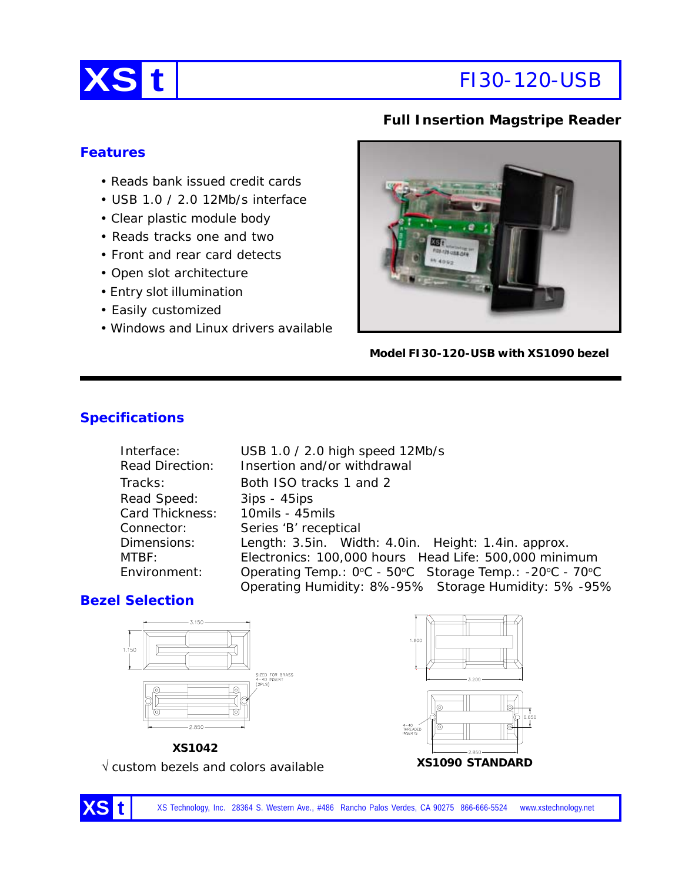# XS t FI30-120-USB

**Full Insertion Magstripe Reader**

## Features

- Reads bank issued credit cards
- USB 1.0 / 2.0 12Mb/s interface
- Clear plastic module body
- Reads tracks one and two
- Front and rear card detects
- Open slot architecture
- Entry slot illumination
- Easily customized
- Windows and Linux drivers available

**Model FI30-120-USB with XS1090 bezel**

## Specifications

| | |
|---|---|
| Interface: | USB 1.0 / 2.0 high speed 12Mb/s |
| Read Direction: | Insertion and/or withdrawal |
| Tracks: | Both ISO tracks 1 and 2 |
| Read Speed: | 3ips - 45ips |
| Card Thickness: | 10mils - 45mils |
| Connector: | Series 'B' receptical |
| Dimensions: | Length: 3.5in. Width: 4.0in. Height: 1.4in. approx. |
| MTBF: | Electronics: 100,000 hours Head Life: 500,000 minimum |
| Environment: | Operating Temp.: 0°C - 50°C Storage Temp.: -20°C - 70°C |
| | Operating Humidity: 8%-95% Storage Humidity: 5% -95% |

## Bezel Selection

3.150

1.150

SIZED FOR BRASS 4-40 INSERT (2PLS)

2.850

**XS1042**

√ custom bezels and colors available

1.800

3.200

0.650

4-40 THREADED INSERTS

2.850

**XS1090 STANDARD**

XS Technology, Inc. 28364 S. Western Ave., #486 Rancho Palos Verdes, CA 90275 866-666-5524 www.xstechnology.net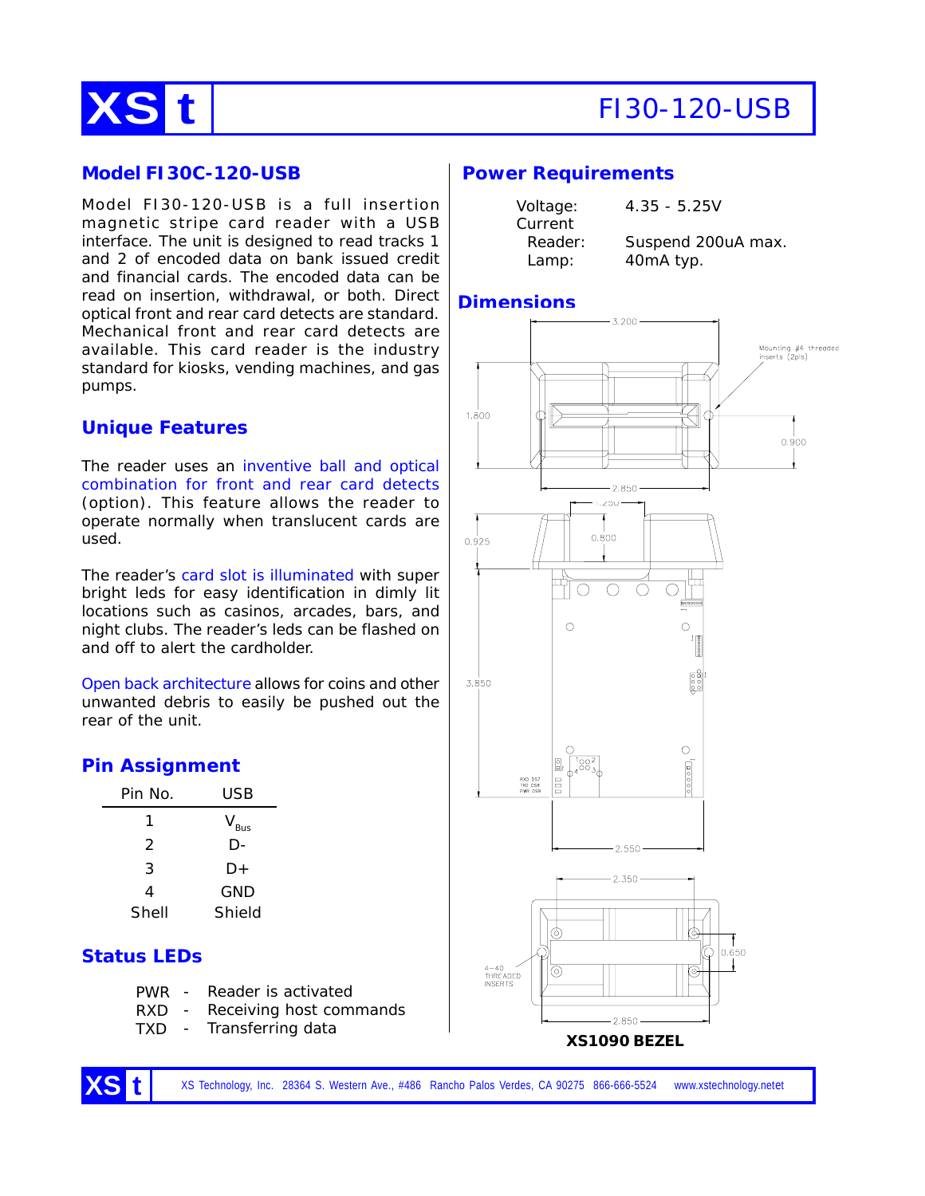# FI30-120-USB

## Model FI30C-120-USB

Model FI30-120-USB is a full insertion magnetic stripe card reader with a USB interface. The unit is designed to read tracks 1 and 2 of encoded data on bank issued credit and financial cards. The encoded data can be read on insertion, withdrawal, or both. Direct optical front and rear card detects are standard. Mechanical front and rear card detects are available. This card reader is the industry standard for kiosks, vending machines, and gas pumps.

## Unique Features

The reader uses an inventive ball and optical combination for front and rear card detects (option). This feature allows the reader to operate normally when translucent cards are used.

The reader's card slot is illuminated with super bright leds for easy identification in dimly lit locations such as casinos, arcades, bars, and night clubs. The reader's leds can be flashed on and off to alert the cardholder.

Open back architecture allows for coins and other unwanted debris to easily be pushed out the rear of the unit.

## Pin Assignment

| Pin No. | USB |
|---|---|
| 1 | $V_{Bus}$ |
| 2 | D- |
| 3 | D+ |
| 4 | GND |
| Shell | Shield |

## Status LEDs

- PWR - Reader is activated
- RXD - Receiving host commands
- TXD - Transferring data

## Power Requirements

| | |
|---|---|
| Voltage: | 4.35 - 5.25V |
| Current | |
| Reader: | Suspend 200uA max. |
| Lamp: | 40mA typ. |

## Dimensions

3.200
Mounting #4 threaded inserts (2pls)
1.800
0.900
2.850
1.250
0.925
0.800
3.850
RXD DS7
TXD DS8
PWR DS8
2.550
2.350
0.650
4-40 THREADED INSERTS
2.850

**XS1090 BEZEL**